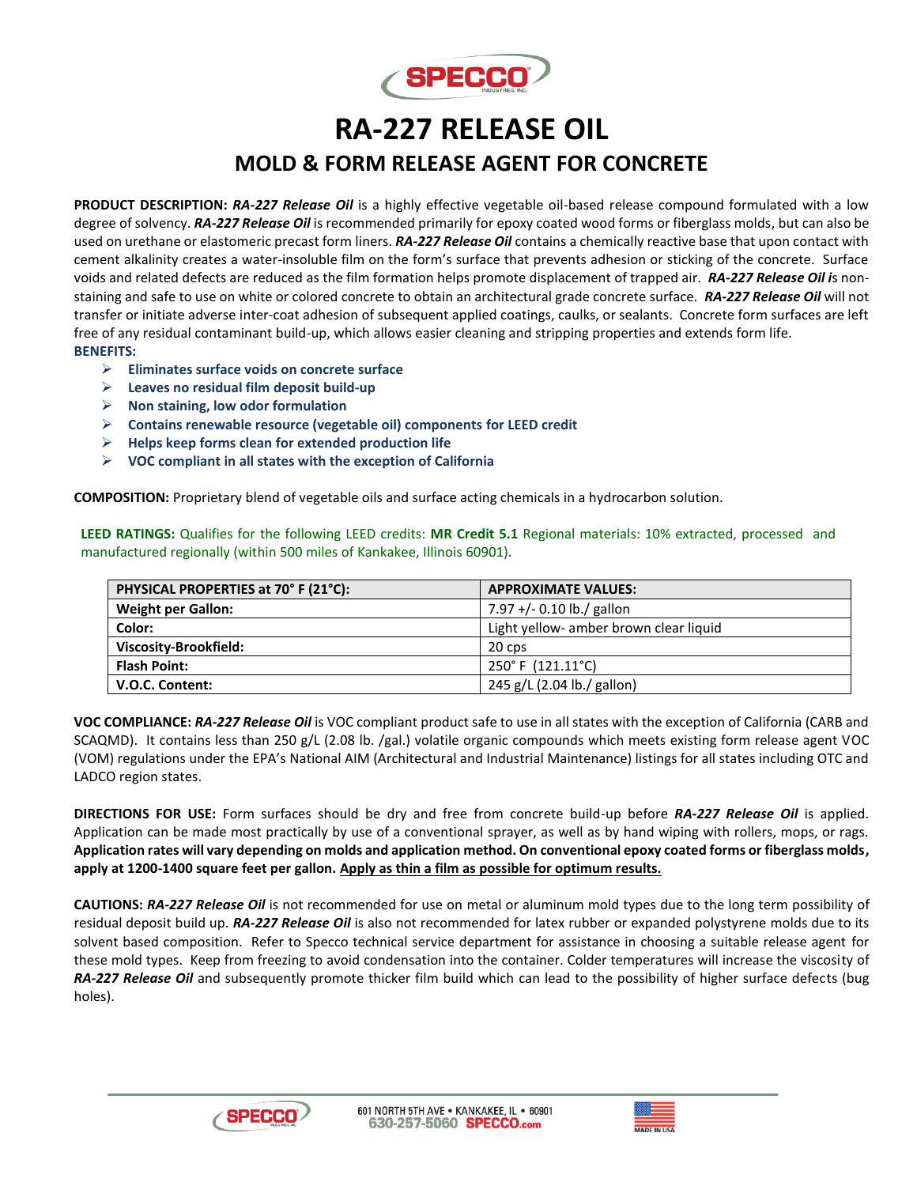# RA-227 RELEASE OIL

## MOLD & FORM RELEASE AGENT FOR CONCRETE

**PRODUCT DESCRIPTION:** ***RA-227 Release Oil*** is a highly effective vegetable oil-based release compound formulated with a low degree of solvency. ***RA-227 Release Oil*** is recommended primarily for epoxy coated wood forms or fiberglass molds, but can also be used on urethane or elastomeric precast form liners. ***RA-227 Release Oil*** contains a chemically reactive base that upon contact with cement alkalinity creates a water-insoluble film on the form's surface that prevents adhesion or sticking of the concrete. Surface voids and related defects are reduced as the film formation helps promote displacement of trapped air. ***RA-227 Release Oil i***s non-staining and safe to use on white or colored concrete to obtain an architectural grade concrete surface. ***RA-227 Release Oil*** will not transfer or initiate adverse inter-coat adhesion of subsequent applied coatings, caulks, or sealants. Concrete form surfaces are left free of any residual contaminant build-up, which allows easier cleaning and stripping properties and extends form life.

**BENEFITS:**

- **Eliminates surface voids on concrete surface**
- **Leaves no residual film deposit build-up**
- **Non staining, low odor formulation**
- **Contains renewable resource (vegetable oil) components for LEED credit**
- **Helps keep forms clean for extended production life**
- **VOC compliant in all states with the exception of California**

**COMPOSITION:** Proprietary blend of vegetable oils and surface acting chemicals in a hydrocarbon solution.

**LEED RATINGS:** Qualifies for the following LEED credits: **MR Credit 5.1** Regional materials: 10% extracted, processed and manufactured regionally (within 500 miles of Kankakee, Illinois 60901).

| PHYSICAL PROPERTIES at 70° F (21°C): | APPROXIMATE VALUES: |
|---|---|
| **Weight per Gallon:** | 7.97 +/- 0.10 lb./ gallon |
| **Color:** | Light yellow- amber brown clear liquid |
| **Viscosity-Brookfield:** | 20 cps |
| **Flash Point:** | 250° F (121.11°C) |
| **V.O.C. Content:** | 245 g/L (2.04 lb./ gallon) |

**VOC COMPLIANCE:** ***RA-227 Release Oil*** is VOC compliant product safe to use in all states with the exception of California (CARB and SCAQMD). It contains less than 250 g/L (2.08 lb. /gal.) volatile organic compounds which meets existing form release agent VOC (VOM) regulations under the EPA's National AIM (Architectural and Industrial Maintenance) listings for all states including OTC and LADCO region states.

**DIRECTIONS FOR USE:** Form surfaces should be dry and free from concrete build-up before ***RA-227 Release Oil*** is applied. Application can be made most practically by use of a conventional sprayer, as well as by hand wiping with rollers, mops, or rags. **Application rates will vary depending on molds and application method. On conventional epoxy coated forms or fiberglass molds, apply at 1200-1400 square feet per gallon. <u>Apply as thin a film as possible for optimum results.</u>**

**CAUTIONS:** ***RA-227 Release Oil*** is not recommended for use on metal or aluminum mold types due to the long term possibility of residual deposit build up. ***RA-227 Release Oil*** is also not recommended for latex rubber or expanded polystyrene molds due to its solvent based composition. Refer to Specco technical service department for assistance in choosing a suitable release agent for these mold types. Keep from freezing to avoid condensation into the container. Colder temperatures will increase the viscosity of ***RA-227 Release Oil*** and subsequently promote thicker film build which can lead to the possibility of higher surface defects (bug holes).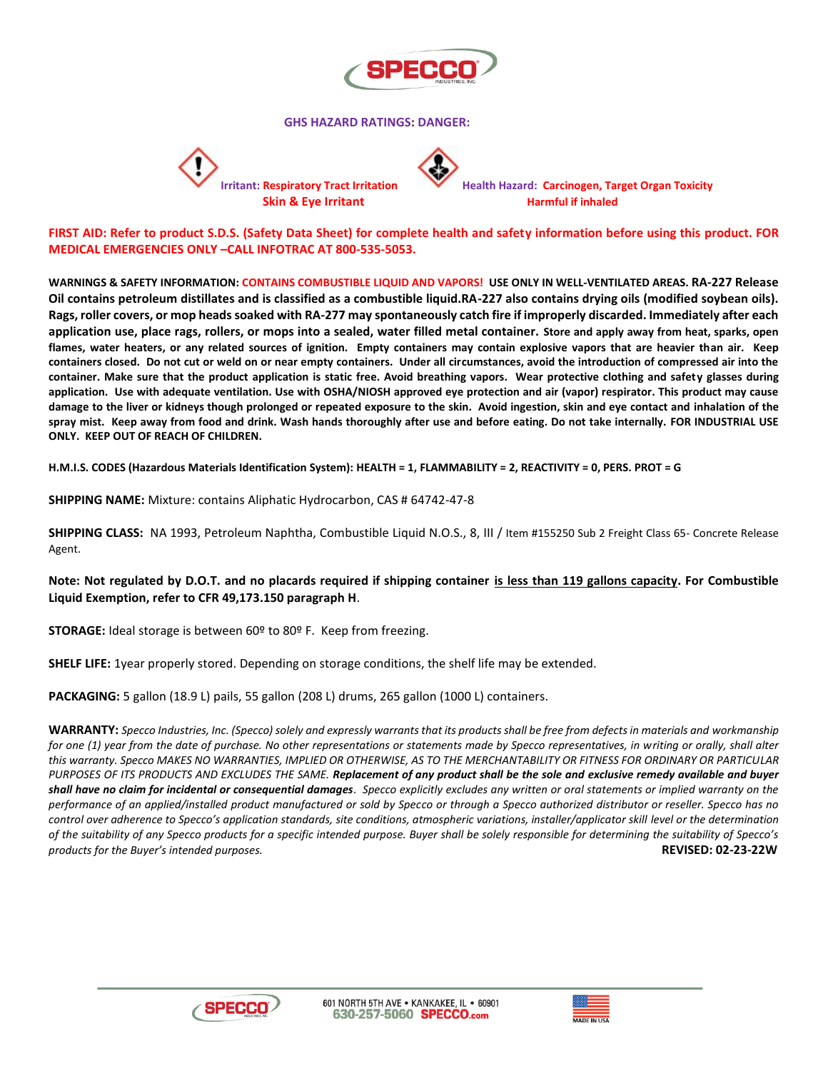**GHS HAZARD RATINGS: DANGER:**

**Irritant: Respiratory Tract Irritation**
**Skin & Eye Irritant**

**Health Hazard: Carcinogen, Target Organ Toxicity**
**Harmful if inhaled**

**FIRST AID: Refer to product S.D.S. (Safety Data Sheet) for complete health and safety information before using this product. FOR MEDICAL EMERGENCIES ONLY –CALL INFOTRAC AT 800-535-5053.**

**WARNINGS & SAFETY INFORMATION: CONTAINS COMBUSTIBLE LIQUID AND VAPORS! USE ONLY IN WELL-VENTILATED AREAS. RA-227 Release Oil contains petroleum distillates and is classified as a combustible liquid.RA-227 also contains drying oils (modified soybean oils). Rags, roller covers, or mop heads soaked with RA-277 may spontaneously catch fire if improperly discarded. Immediately after each application use, place rags, rollers, or mops into a sealed, water filled metal container. Store and apply away from heat, sparks, open flames, water heaters, or any related sources of ignition. Empty containers may contain explosive vapors that are heavier than air. Keep containers closed. Do not cut or weld on or near empty containers. Under all circumstances, avoid the introduction of compressed air into the container. Make sure that the product application is static free. Avoid breathing vapors. Wear protective clothing and safety glasses during application. Use with adequate ventilation. Use with OSHA/NIOSH approved eye protection and air (vapor) respirator. This product may cause damage to the liver or kidneys though prolonged or repeated exposure to the skin. Avoid ingestion, skin and eye contact and inhalation of the spray mist. Keep away from food and drink. Wash hands thoroughly after use and before eating. Do not take internally. FOR INDUSTRIAL USE ONLY. KEEP OUT OF REACH OF CHILDREN.**

**H.M.I.S. CODES (Hazardous Materials Identification System): HEALTH = 1, FLAMMABILITY = 2, REACTIVITY = 0, PERS. PROT = G**

**SHIPPING NAME:** Mixture: contains Aliphatic Hydrocarbon, CAS # 64742-47-8

**SHIPPING CLASS:** NA 1993, Petroleum Naphtha, Combustible Liquid N.O.S., 8, III / Item #155250 Sub 2 Freight Class 65- Concrete Release Agent.

**Note: Not regulated by D.O.T. and no placards required if shipping container is less than 119 gallons capacity. For Combustible Liquid Exemption, refer to CFR 49,173.150 paragraph H**.

**STORAGE:** Ideal storage is between 60º to 80º F. Keep from freezing.

**SHELF LIFE:** 1year properly stored. Depending on storage conditions, the shelf life may be extended.

**PACKAGING:** 5 gallon (18.9 L) pails, 55 gallon (208 L) drums, 265 gallon (1000 L) containers.

**WARRANTY:** *Specco Industries, Inc. (Specco) solely and expressly warrants that its products shall be free from defects in materials and workmanship for one (1) year from the date of purchase. No other representations or statements made by Specco representatives, in writing or orally, shall alter this warranty. Specco MAKES NO WARRANTIES, IMPLIED OR OTHERWISE, AS TO THE MERCHANTABILITY OR FITNESS FOR ORDINARY OR PARTICULAR PURPOSES OF ITS PRODUCTS AND EXCLUDES THE SAME.* ***Replacement of any product shall be the sole and exclusive remedy available and buyer shall have no claim for incidental or consequential damages****. Specco explicitly excludes any written or oral statements or implied warranty on the performance of an applied/installed product manufactured or sold by Specco or through a Specco authorized distributor or reseller. Specco has no control over adherence to Specco's application standards, site conditions, atmospheric variations, installer/applicator skill level or the determination of the suitability of any Specco products for a specific intended purpose. Buyer shall be solely responsible for determining the suitability of Specco's products for the Buyer's intended purposes.*

**REVISED: 02-23-22W**

601 NORTH 5TH AVE • KANKAKEE, IL • 60901
630-257-5060 SPECCO.com